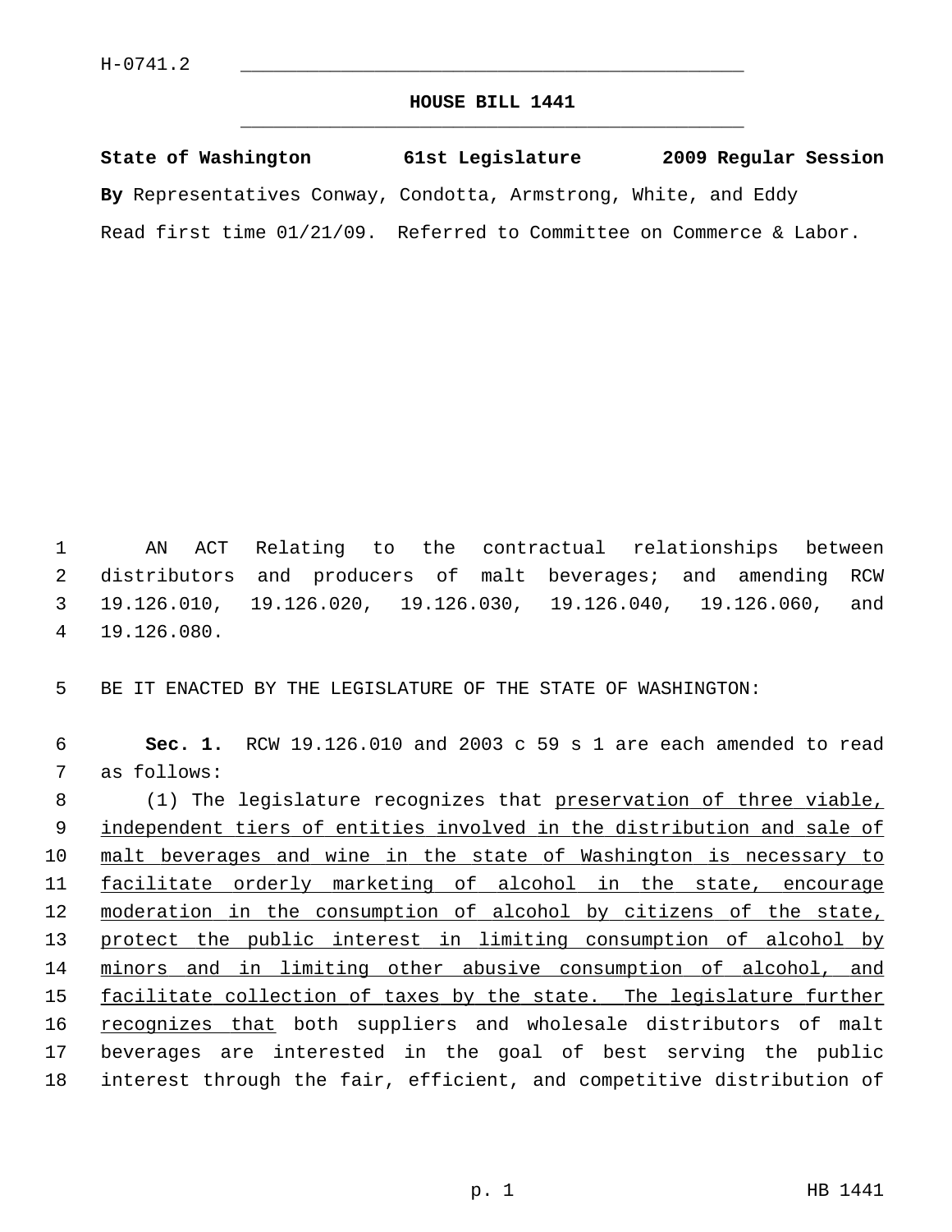H-0741.2

# HOUSE BILL 1441

**State of Washington 61st Legislature 2009 Regular Session**

**By** Representatives Conway, Condotta, Armstrong, White, and Eddy

Read first time 01/21/09. Referred to Committee on Commerce & Labor.

AN ACT Relating to the contractual relationships between distributors and producers of malt beverages; and amending RCW 19.126.010, 19.126.020, 19.126.030, 19.126.040, 19.126.060, and 19.126.080.

BE IT ENACTED BY THE LEGISLATURE OF THE STATE OF WASHINGTON:

**Sec. 1.** RCW 19.126.010 and 2003 c 59 s 1 are each amended to read as follows:

(1) The legislature recognizes that <u>preservation of three viable, independent tiers of entities involved in the distribution and sale of malt beverages and wine in the state of Washington is necessary to facilitate orderly marketing of alcohol in the state, encourage moderation in the consumption of alcohol by citizens of the state, protect the public interest in limiting consumption of alcohol by minors and in limiting other abusive consumption of alcohol, and facilitate collection of taxes by the state. The legislature further recognizes that</u> both suppliers and wholesale distributors of malt beverages are interested in the goal of best serving the public interest through the fair, efficient, and competitive distribution of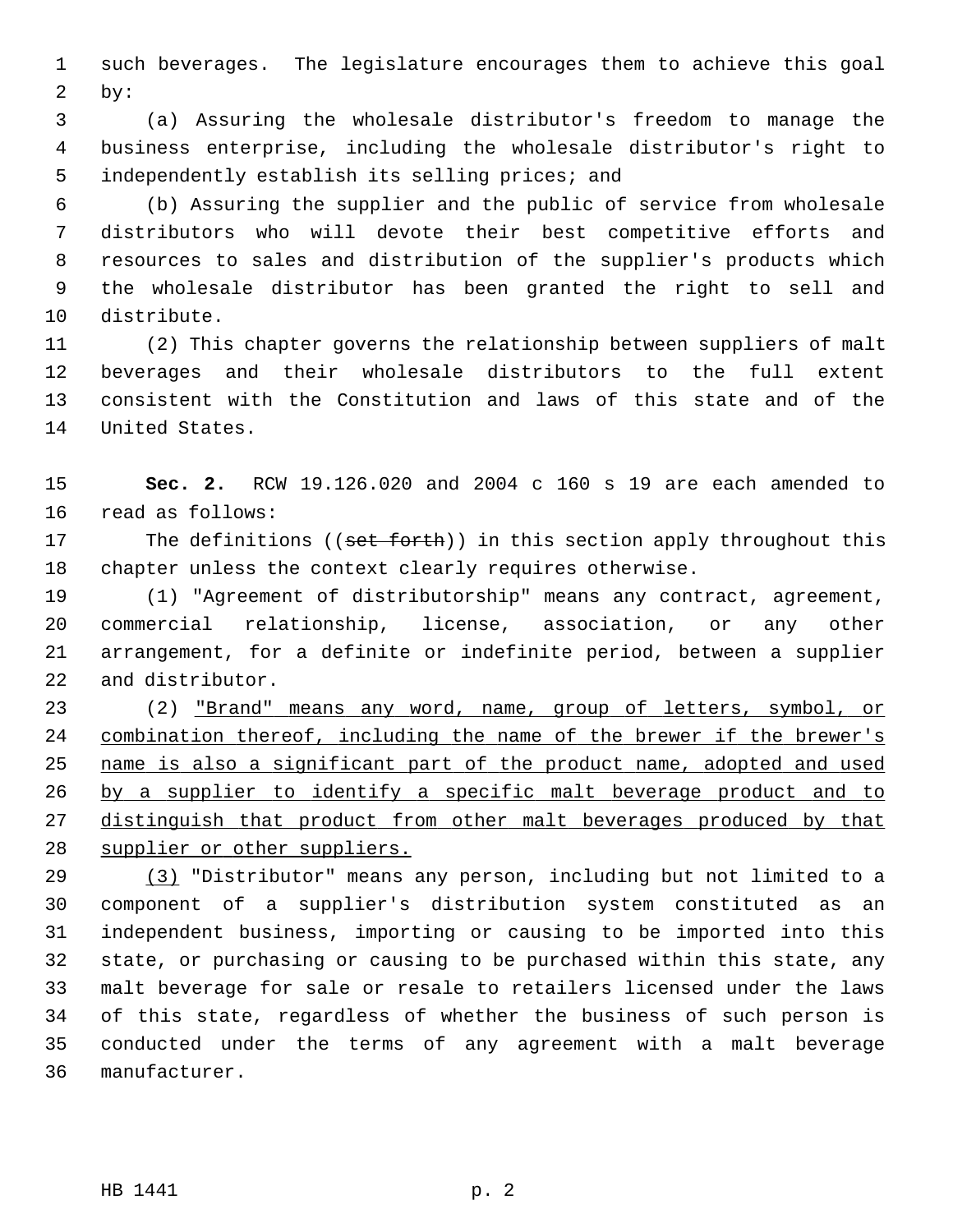such beverages. The legislature encourages them to achieve this goal by:

(a) Assuring the wholesale distributor's freedom to manage the business enterprise, including the wholesale distributor's right to independently establish its selling prices; and

(b) Assuring the supplier and the public of service from wholesale distributors who will devote their best competitive efforts and resources to sales and distribution of the supplier's products which the wholesale distributor has been granted the right to sell and distribute.

(2) This chapter governs the relationship between suppliers of malt beverages and their wholesale distributors to the full extent consistent with the Constitution and laws of this state and of the United States.

**Sec. 2.** RCW 19.126.020 and 2004 c 160 s 19 are each amended to read as follows:

The definitions ((~~set forth~~)) in this section apply throughout this chapter unless the context clearly requires otherwise.

(1) "Agreement of distributorship" means any contract, agreement, commercial relationship, license, association, or any other arrangement, for a definite or indefinite period, between a supplier and distributor.

(2) <u>"Brand" means any word, name, group of letters, symbol, or combination thereof, including the name of the brewer if the brewer's name is also a significant part of the product name, adopted and used by a supplier to identify a specific malt beverage product and to distinguish that product from other malt beverages produced by that supplier or other suppliers.</u>

<u>(3)</u> "Distributor" means any person, including but not limited to a component of a supplier's distribution system constituted as an independent business, importing or causing to be imported into this state, or purchasing or causing to be purchased within this state, any malt beverage for sale or resale to retailers licensed under the laws of this state, regardless of whether the business of such person is conducted under the terms of any agreement with a malt beverage manufacturer.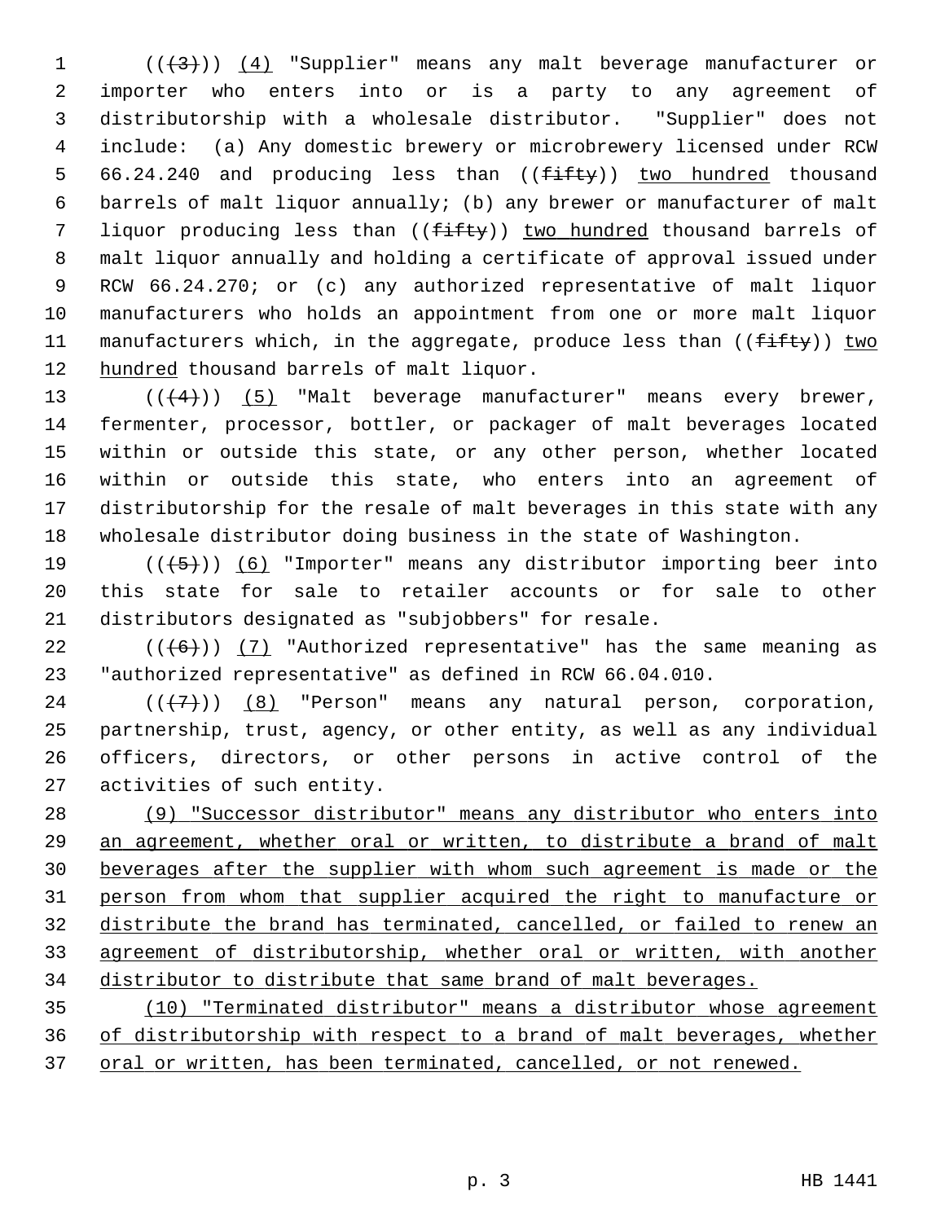((~~(3)~~)) <u>(4)</u> "Supplier" means any malt beverage manufacturer or importer who enters into or is a party to any agreement of distributorship with a wholesale distributor. "Supplier" does not include: (a) Any domestic brewery or microbrewery licensed under RCW 66.24.240 and producing less than ((~~fifty~~)) <u>two hundred</u> thousand barrels of malt liquor annually; (b) any brewer or manufacturer of malt liquor producing less than ((~~fifty~~)) <u>two hundred</u> thousand barrels of malt liquor annually and holding a certificate of approval issued under RCW 66.24.270; or (c) any authorized representative of malt liquor manufacturers who holds an appointment from one or more malt liquor manufacturers which, in the aggregate, produce less than ((~~fifty~~)) <u>two hundred</u> thousand barrels of malt liquor.

((~~(4)~~)) <u>(5)</u> "Malt beverage manufacturer" means every brewer, fermenter, processor, bottler, or packager of malt beverages located within or outside this state, or any other person, whether located within or outside this state, who enters into an agreement of distributorship for the resale of malt beverages in this state with any wholesale distributor doing business in the state of Washington.

((~~(5)~~)) <u>(6)</u> "Importer" means any distributor importing beer into this state for sale to retailer accounts or for sale to other distributors designated as "subjobbers" for resale.

((~~(6)~~)) <u>(7)</u> "Authorized representative" has the same meaning as "authorized representative" as defined in RCW 66.04.010.

((~~(7)~~)) <u>(8)</u> "Person" means any natural person, corporation, partnership, trust, agency, or other entity, as well as any individual officers, directors, or other persons in active control of the activities of such entity.

<u>(9) "Successor distributor" means any distributor who enters into an agreement, whether oral or written, to distribute a brand of malt beverages after the supplier with whom such agreement is made or the person from whom that supplier acquired the right to manufacture or distribute the brand has terminated, cancelled, or failed to renew an agreement of distributorship, whether oral or written, with another distributor to distribute that same brand of malt beverages.</u>

<u>(10) "Terminated distributor" means a distributor whose agreement of distributorship with respect to a brand of malt beverages, whether oral or written, has been terminated, cancelled, or not renewed.</u>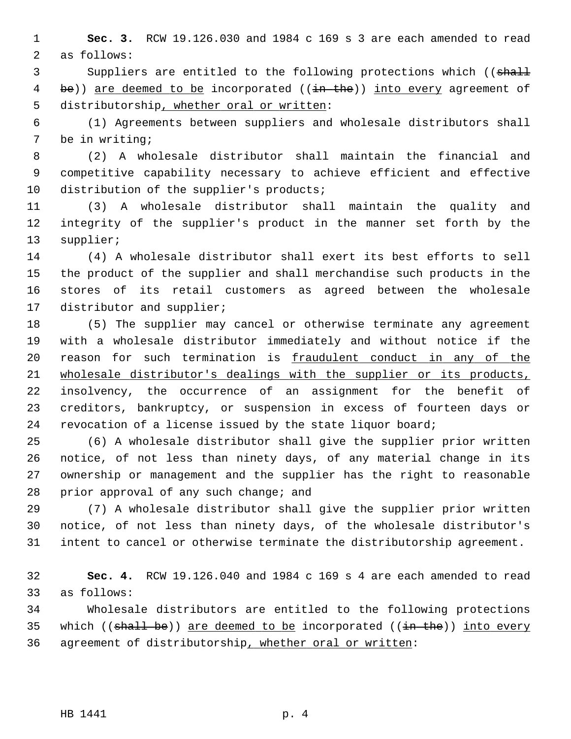**Sec. 3.** RCW 19.126.030 and 1984 c 169 s 3 are each amended to read as follows:

Suppliers are entitled to the following protections which ((~~shall be~~)) <u>are deemed to be</u> incorporated ((~~in the~~)) <u>into every</u> agreement of distributorship<u>, whether oral or written</u>:

(1) Agreements between suppliers and wholesale distributors shall be in writing;

(2) A wholesale distributor shall maintain the financial and competitive capability necessary to achieve efficient and effective distribution of the supplier's products;

(3) A wholesale distributor shall maintain the quality and integrity of the supplier's product in the manner set forth by the supplier;

(4) A wholesale distributor shall exert its best efforts to sell the product of the supplier and shall merchandise such products in the stores of its retail customers as agreed between the wholesale distributor and supplier;

(5) The supplier may cancel or otherwise terminate any agreement with a wholesale distributor immediately and without notice if the reason for such termination is <u>fraudulent conduct in any of the wholesale distributor's dealings with the supplier or its products,</u> insolvency, the occurrence of an assignment for the benefit of creditors, bankruptcy, or suspension in excess of fourteen days or revocation of a license issued by the state liquor board;

(6) A wholesale distributor shall give the supplier prior written notice, of not less than ninety days, of any material change in its ownership or management and the supplier has the right to reasonable prior approval of any such change; and

(7) A wholesale distributor shall give the supplier prior written notice, of not less than ninety days, of the wholesale distributor's intent to cancel or otherwise terminate the distributorship agreement.

**Sec. 4.** RCW 19.126.040 and 1984 c 169 s 4 are each amended to read as follows:

Wholesale distributors are entitled to the following protections which ((~~shall be~~)) <u>are deemed to be</u> incorporated ((~~in the~~)) <u>into every</u> agreement of distributorship<u>, whether oral or written</u>: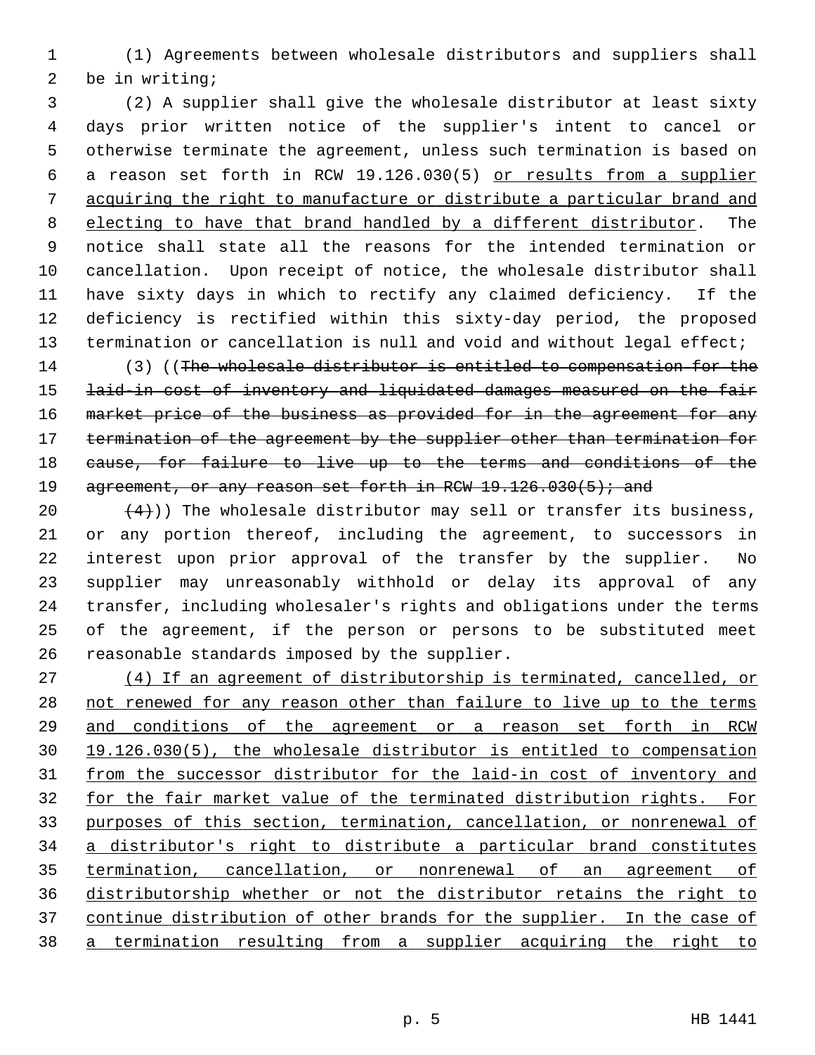(1) Agreements between wholesale distributors and suppliers shall be in writing;

(2) A supplier shall give the wholesale distributor at least sixty days prior written notice of the supplier's intent to cancel or otherwise terminate the agreement, unless such termination is based on a reason set forth in RCW 19.126.030(5) <u>or results from a supplier acquiring the right to manufacture or distribute a particular brand and electing to have that brand handled by a different distributor</u>. The notice shall state all the reasons for the intended termination or cancellation. Upon receipt of notice, the wholesale distributor shall have sixty days in which to rectify any claimed deficiency. If the deficiency is rectified within this sixty-day period, the proposed termination or cancellation is null and void and without legal effect;

(3) ((~~The wholesale distributor is entitled to compensation for the laid-in cost of inventory and liquidated damages measured on the fair market price of the business as provided for in the agreement for any termination of the agreement by the supplier other than termination for cause, for failure to live up to the terms and conditions of the agreement, or any reason set forth in RCW 19.126.030(5); and~~

~~(4)~~)) The wholesale distributor may sell or transfer its business, or any portion thereof, including the agreement, to successors in interest upon prior approval of the transfer by the supplier. No supplier may unreasonably withhold or delay its approval of any transfer, including wholesaler's rights and obligations under the terms of the agreement, if the person or persons to be substituted meet reasonable standards imposed by the supplier.

<u>(4) If an agreement of distributorship is terminated, cancelled, or not renewed for any reason other than failure to live up to the terms and conditions of the agreement or a reason set forth in RCW 19.126.030(5), the wholesale distributor is entitled to compensation from the successor distributor for the laid-in cost of inventory and for the fair market value of the terminated distribution rights. For purposes of this section, termination, cancellation, or nonrenewal of a distributor's right to distribute a particular brand constitutes termination, cancellation, or nonrenewal of an agreement of distributorship whether or not the distributor retains the right to continue distribution of other brands for the supplier. In the case of a termination resulting from a supplier acquiring the right to</u>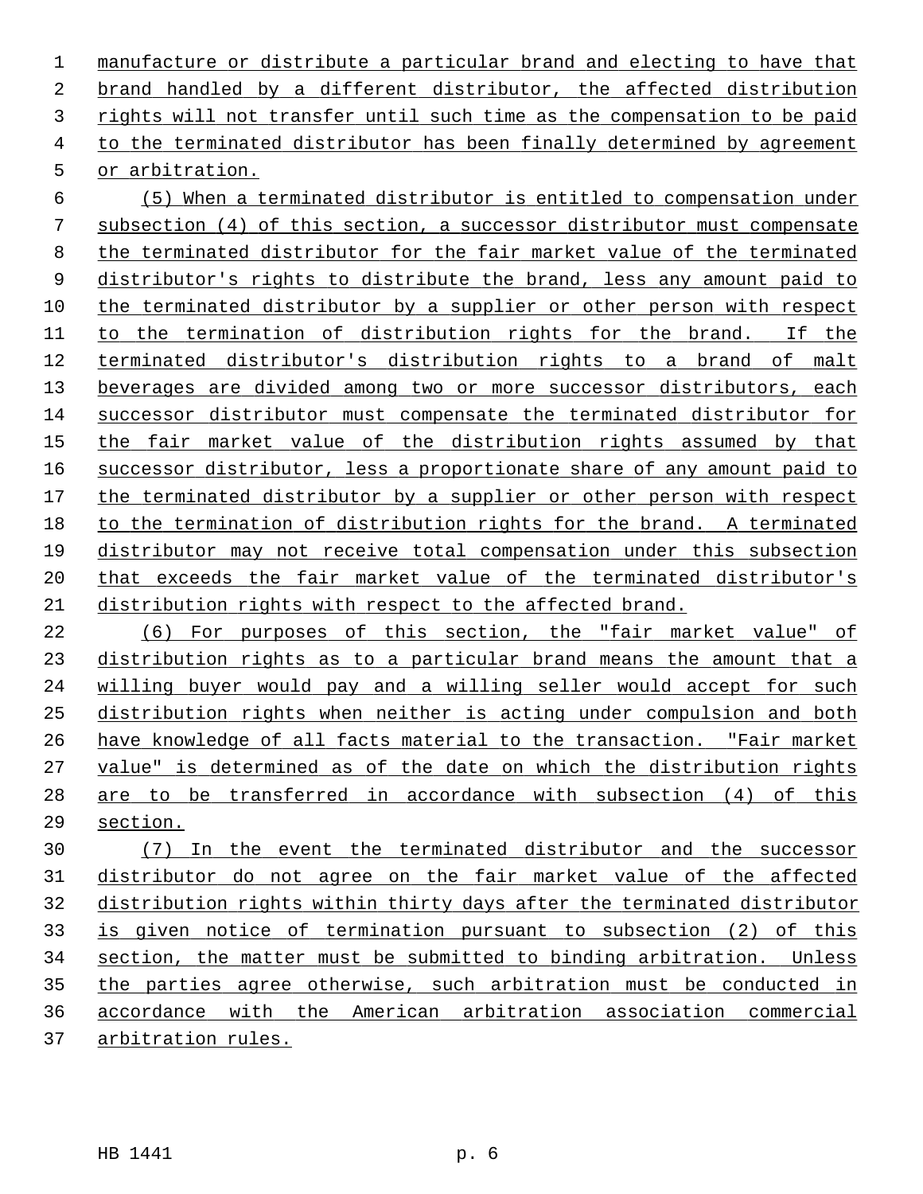manufacture or distribute a particular brand and electing to have that brand handled by a different distributor, the affected distribution rights will not transfer until such time as the compensation to be paid to the terminated distributor has been finally determined by agreement or arbitration.

(5) When a terminated distributor is entitled to compensation under subsection (4) of this section, a successor distributor must compensate the terminated distributor for the fair market value of the terminated distributor's rights to distribute the brand, less any amount paid to the terminated distributor by a supplier or other person with respect to the termination of distribution rights for the brand. If the terminated distributor's distribution rights to a brand of malt beverages are divided among two or more successor distributors, each successor distributor must compensate the terminated distributor for the fair market value of the distribution rights assumed by that successor distributor, less a proportionate share of any amount paid to the terminated distributor by a supplier or other person with respect to the termination of distribution rights for the brand. A terminated distributor may not receive total compensation under this subsection that exceeds the fair market value of the terminated distributor's distribution rights with respect to the affected brand.

(6) For purposes of this section, the "fair market value" of distribution rights as to a particular brand means the amount that a willing buyer would pay and a willing seller would accept for such distribution rights when neither is acting under compulsion and both have knowledge of all facts material to the transaction. "Fair market value" is determined as of the date on which the distribution rights are to be transferred in accordance with subsection (4) of this section.

(7) In the event the terminated distributor and the successor distributor do not agree on the fair market value of the affected distribution rights within thirty days after the terminated distributor is given notice of termination pursuant to subsection (2) of this section, the matter must be submitted to binding arbitration. Unless the parties agree otherwise, such arbitration must be conducted in accordance with the American arbitration association commercial arbitration rules.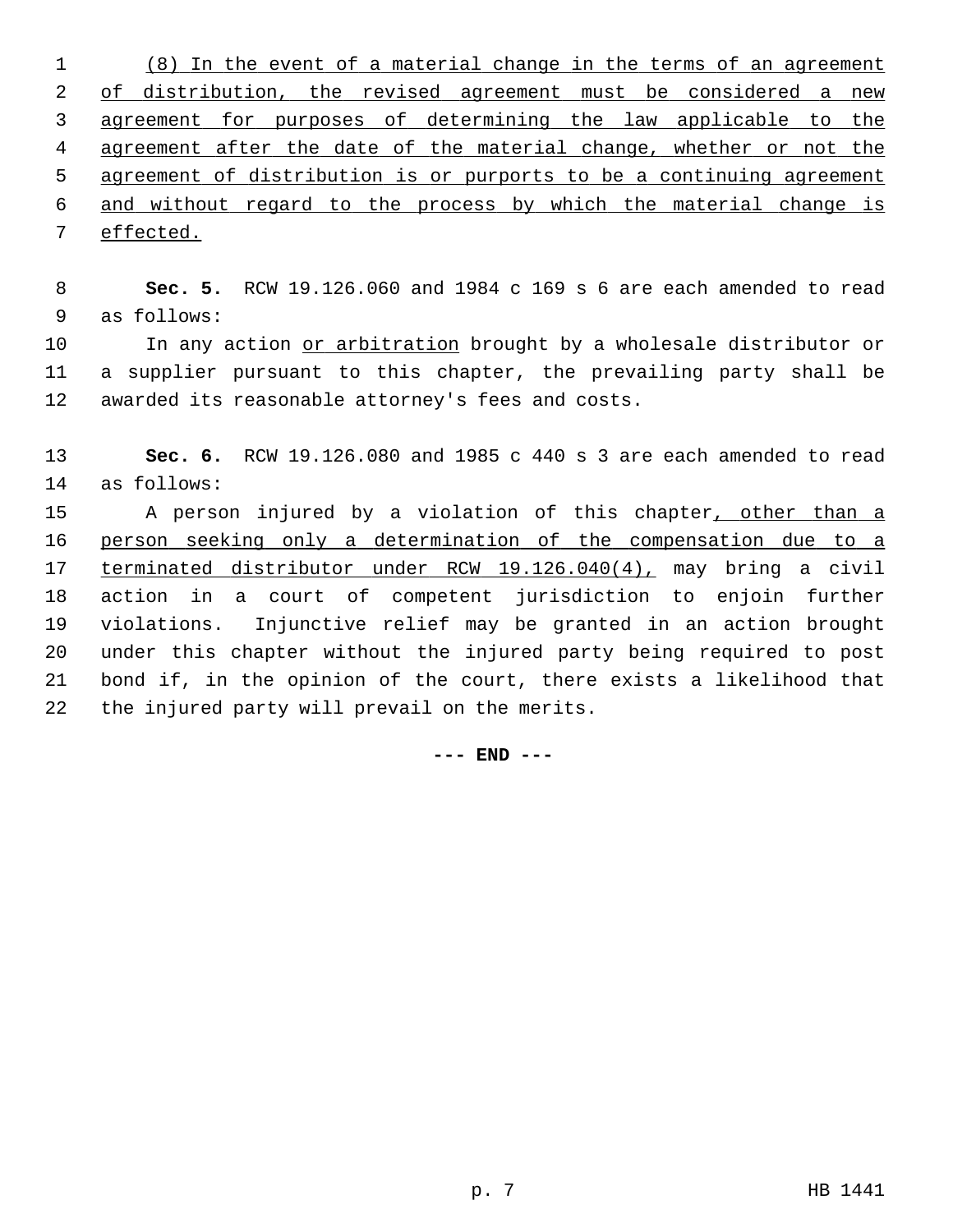(8) In the event of a material change in the terms of an agreement of distribution, the revised agreement must be considered a new agreement for purposes of determining the law applicable to the agreement after the date of the material change, whether or not the agreement of distribution is or purports to be a continuing agreement and without regard to the process by which the material change is effected.

**Sec. 5.** RCW 19.126.060 and 1984 c 169 s 6 are each amended to read as follows:

In any action or arbitration brought by a wholesale distributor or a supplier pursuant to this chapter, the prevailing party shall be awarded its reasonable attorney's fees and costs.

**Sec. 6.** RCW 19.126.080 and 1985 c 440 s 3 are each amended to read as follows:

A person injured by a violation of this chapter, other than a person seeking only a determination of the compensation due to a terminated distributor under RCW 19.126.040(4), may bring a civil action in a court of competent jurisdiction to enjoin further violations. Injunctive relief may be granted in an action brought under this chapter without the injured party being required to post bond if, in the opinion of the court, there exists a likelihood that the injured party will prevail on the merits.

**--- END ---**